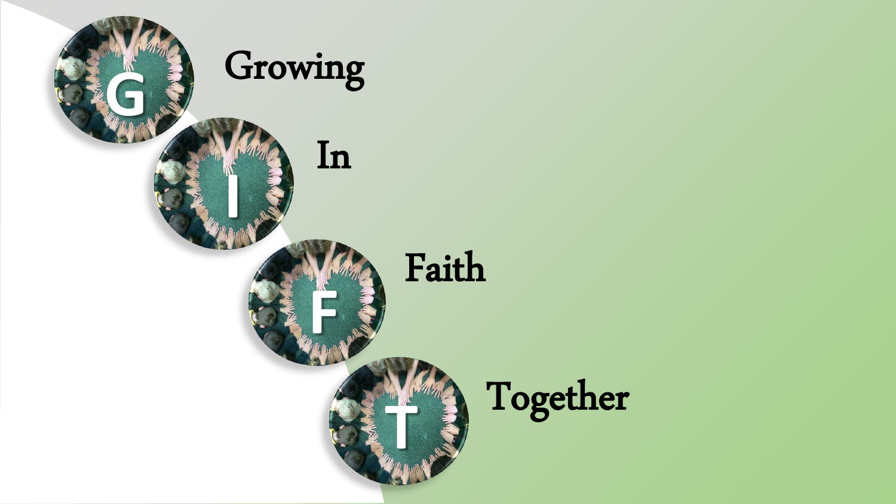# Growing

# In

# Faith

# Together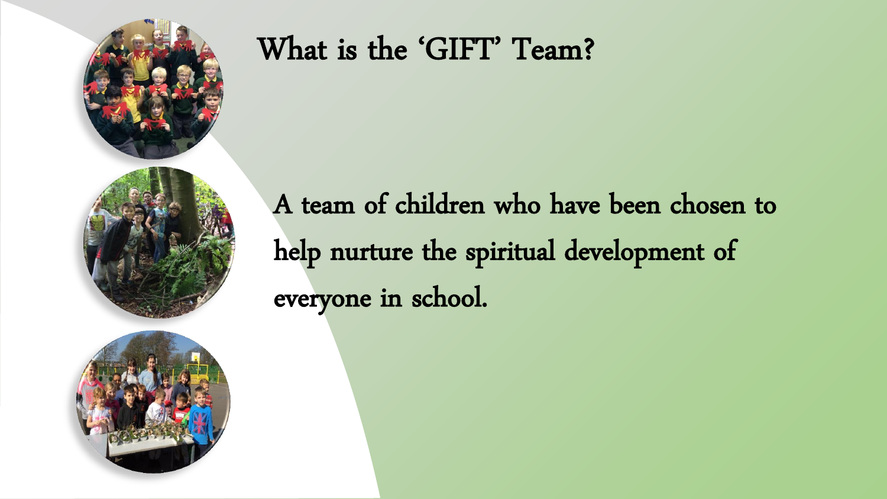# What is the 'GIFT' Team?

A team of children who have been chosen to help nurture the spiritual development of everyone in school.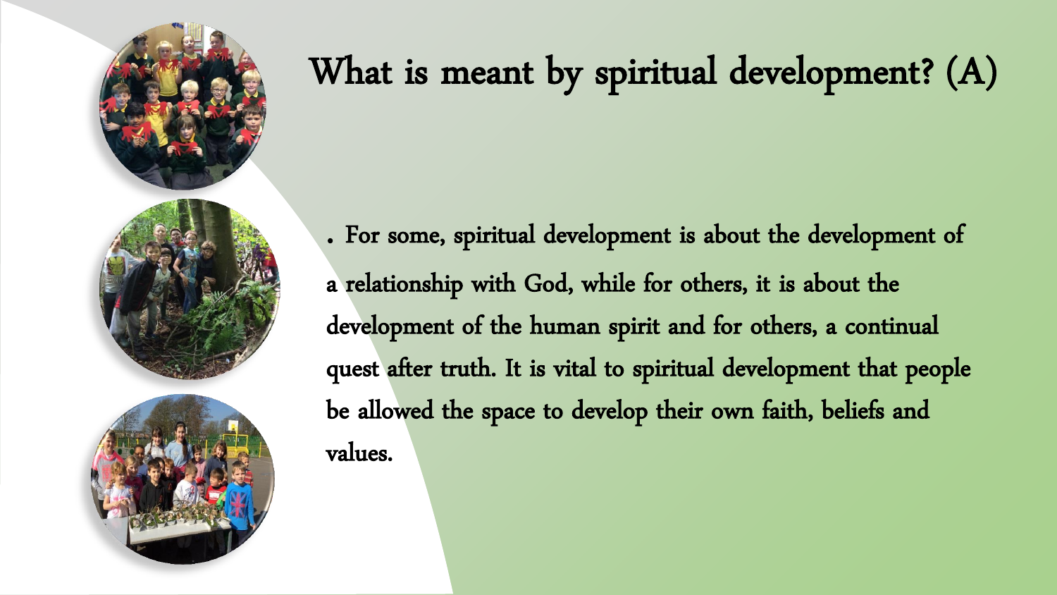# What is meant by spiritual development? (A)

. For some, spiritual development is about the development of a relationship with God, while for others, it is about the development of the human spirit and for others, a continual quest after truth. It is vital to spiritual development that people be allowed the space to develop their own faith, beliefs and values.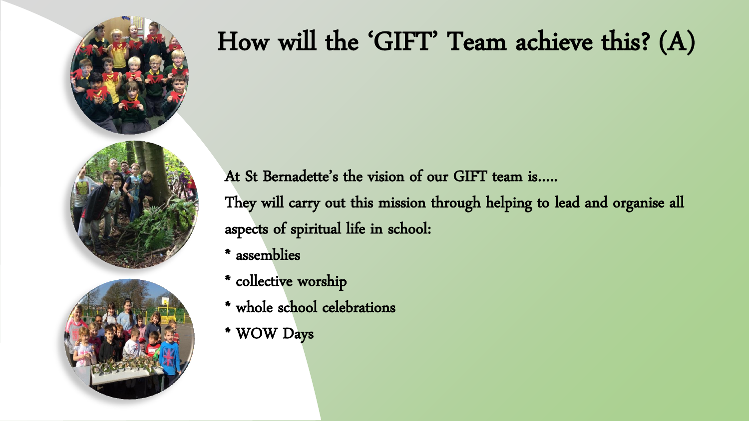# How will the 'GIFT' Team achieve this? (A)

At St Bernadette's the vision of our GIFT team is.....

They will carry out this mission through helping to lead and organise all aspects of spiritual life in school:

* assemblies
* collective worship
* whole school celebrations
* WOW Days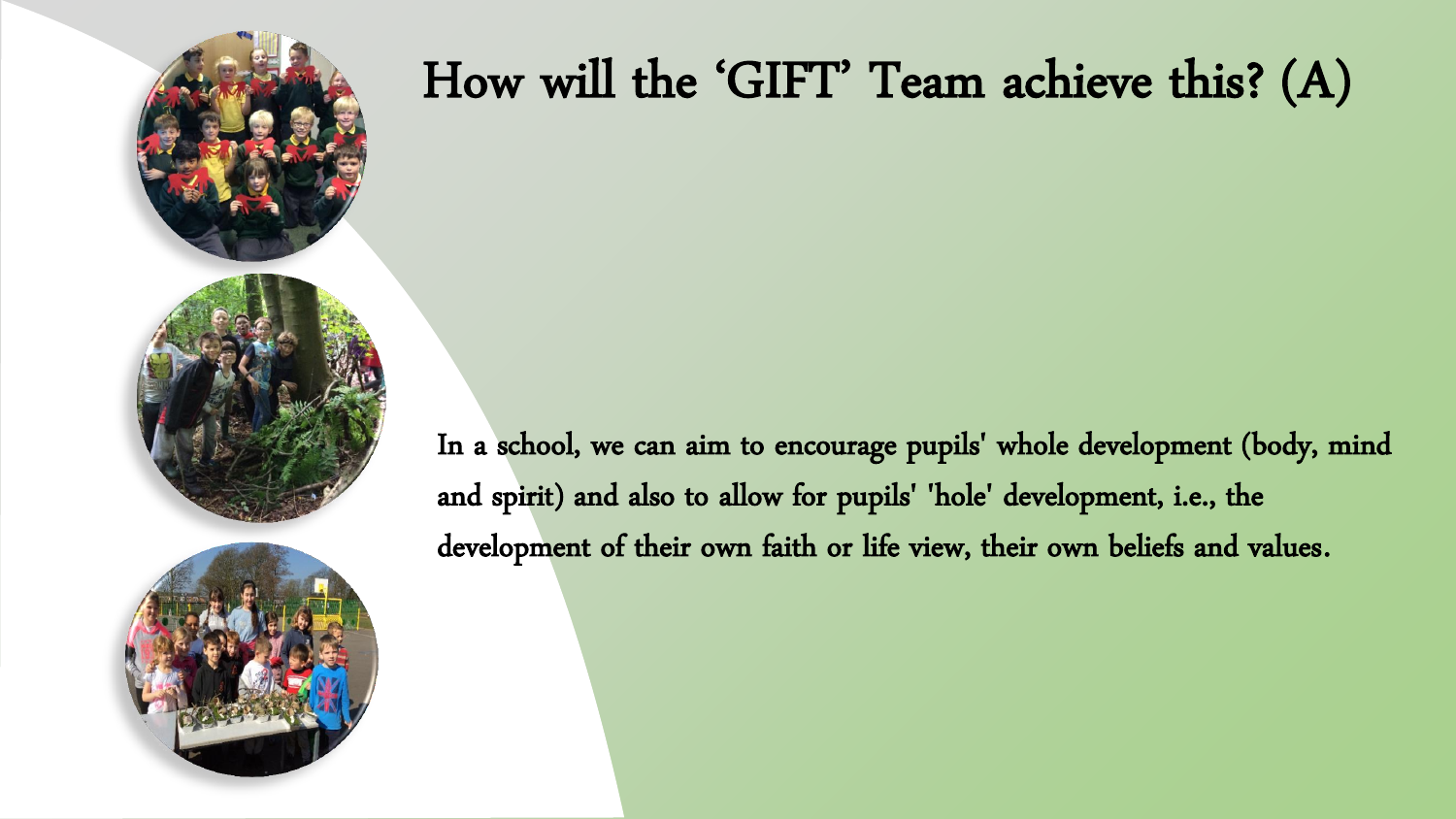# How will the 'GIFT' Team achieve this? (A)

In a school, we can aim to encourage pupils' whole development (body, mind and spirit) and also to allow for pupils' 'hole' development, i.e., the development of their own faith or life view, their own beliefs and values.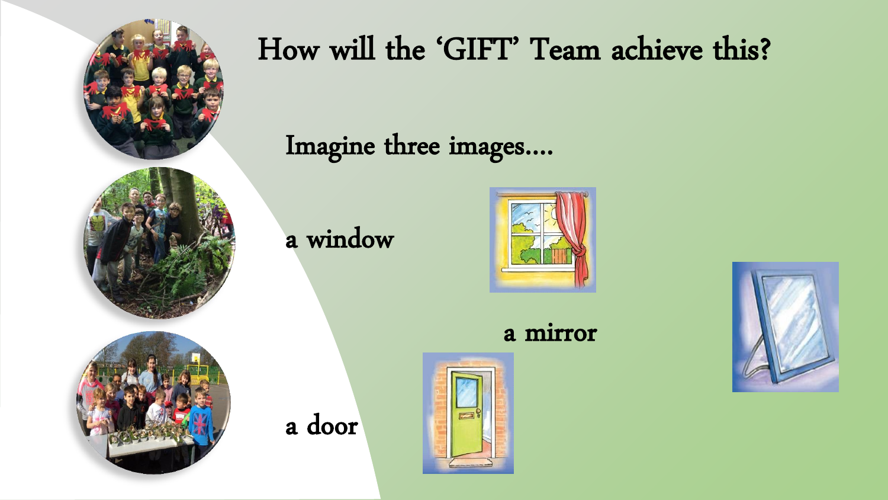# How will the 'GIFT' Team achieve this?

Imagine three images....

a window

a mirror

a door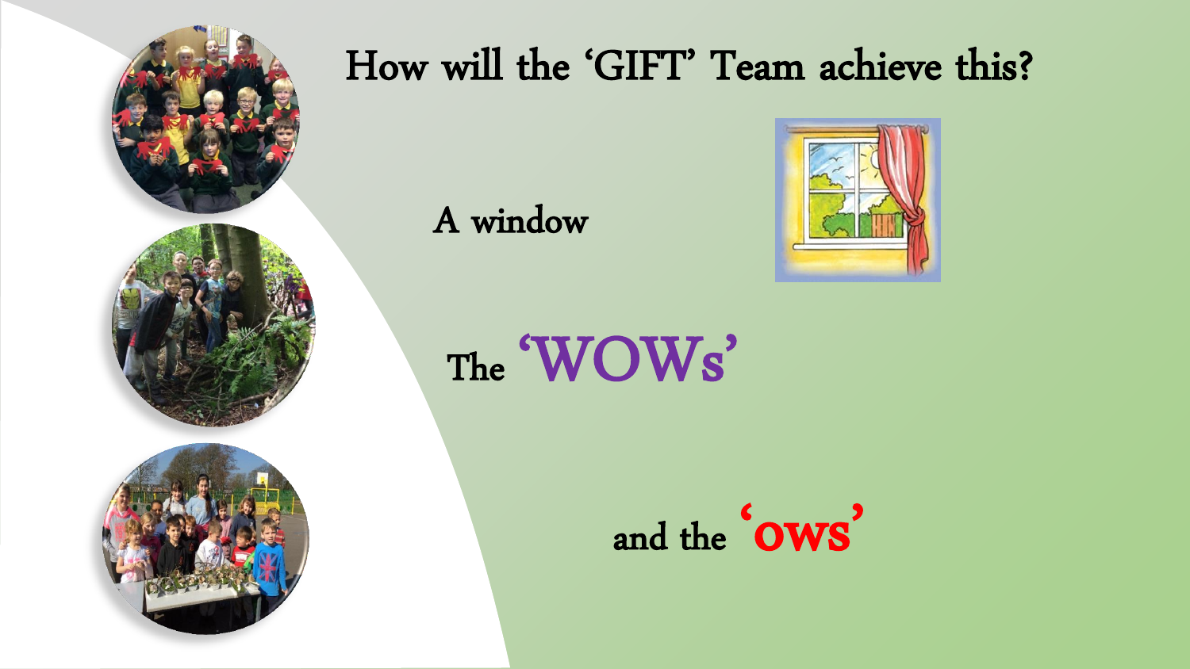# How will the 'GIFT' Team achieve this?

A window

The 'WOWs'

and the 'ows'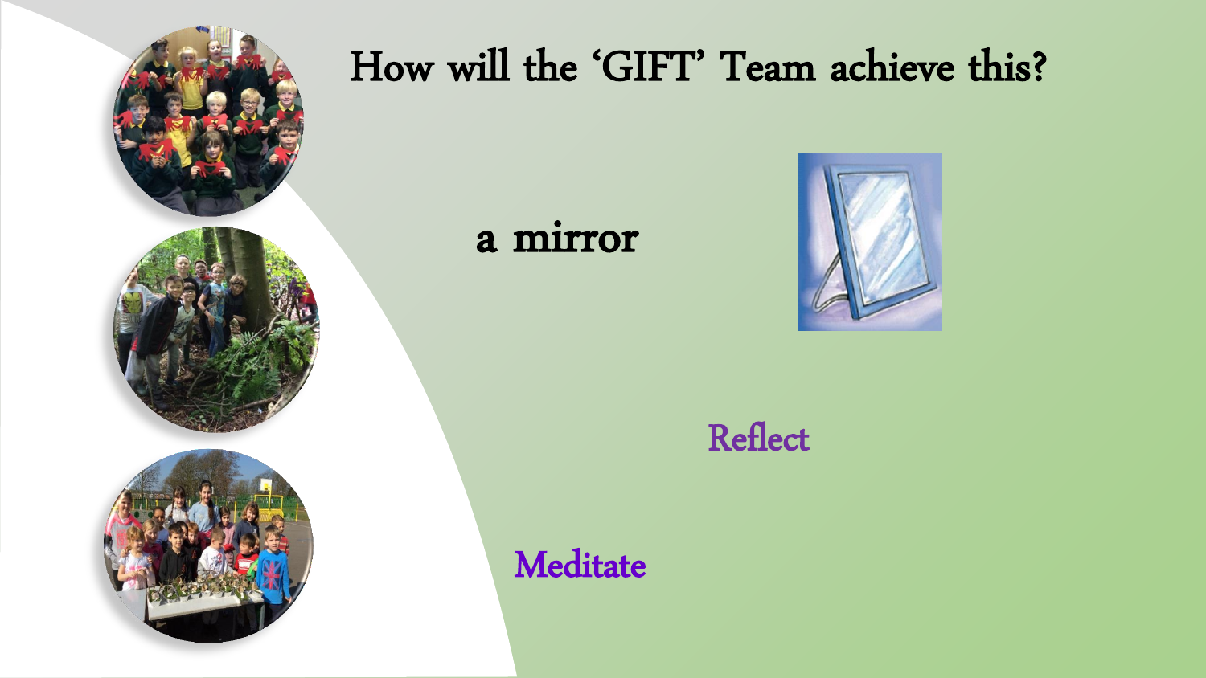# How will the 'GIFT' Team achieve this?

a mirror

Reflect

Meditate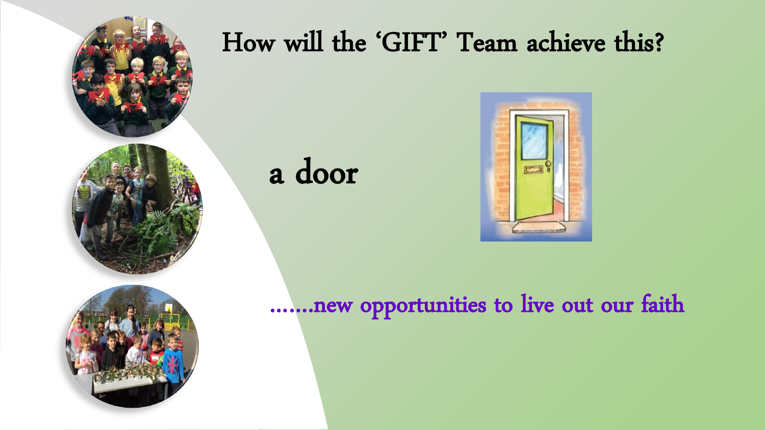# How will the 'GIFT' Team achieve this?

a door

.......new opportunities to live out our faith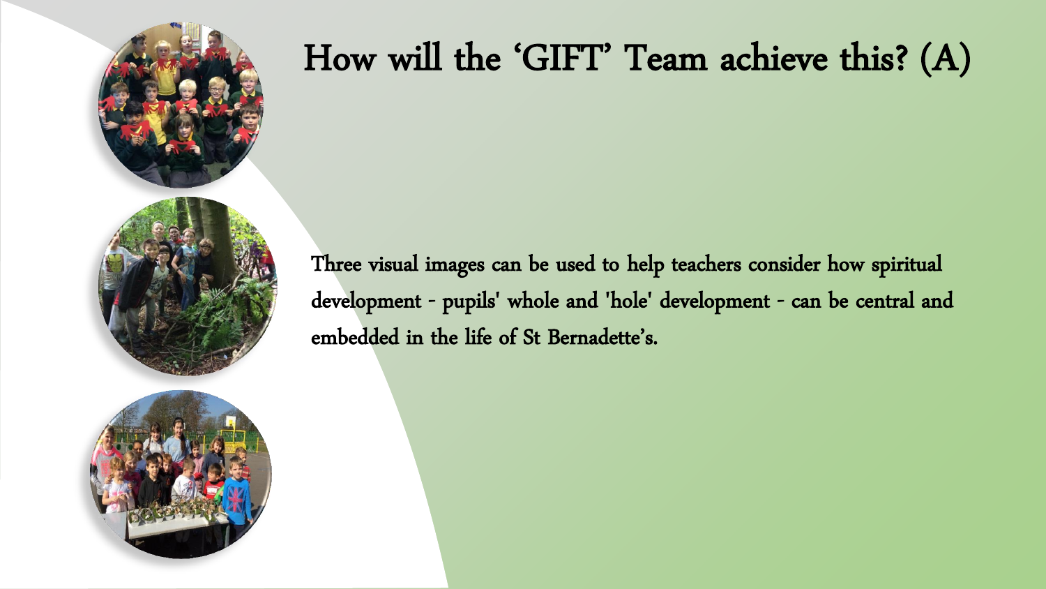# How will the 'GIFT' Team achieve this? (A)

Three visual images can be used to help teachers consider how spiritual development - pupils' whole and 'hole' development - can be central and embedded in the life of St Bernadette's.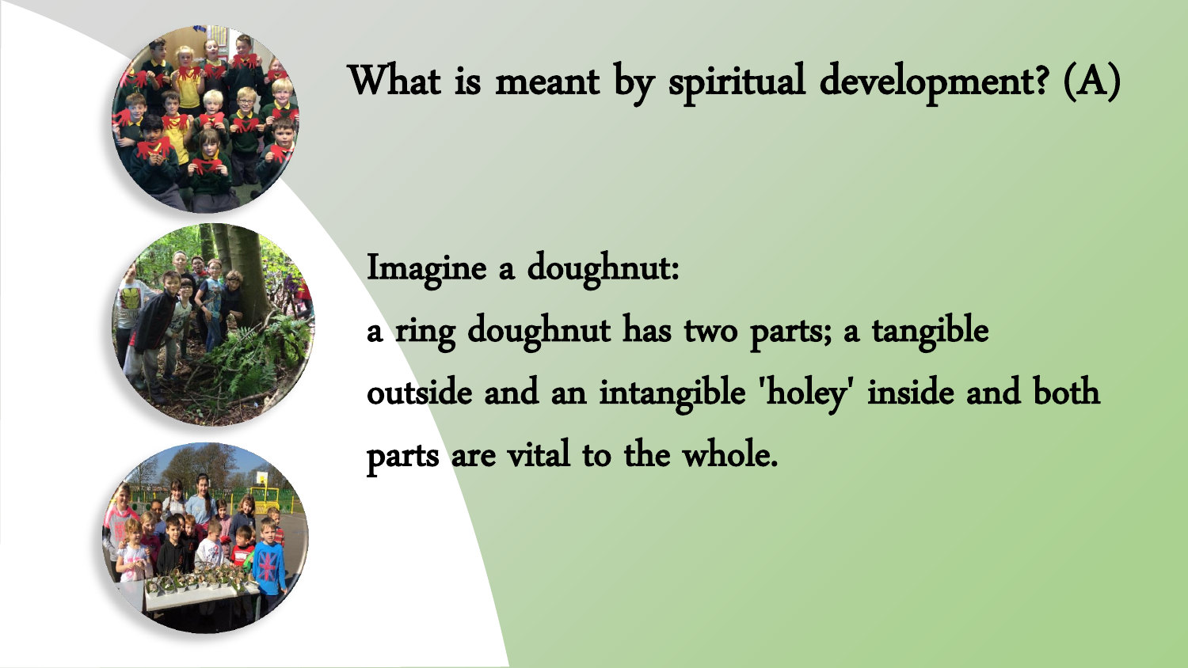# What is meant by spiritual development? (A)

Imagine a doughnut:

a ring doughnut has two parts; a tangible outside and an intangible 'holey' inside and both parts are vital to the whole.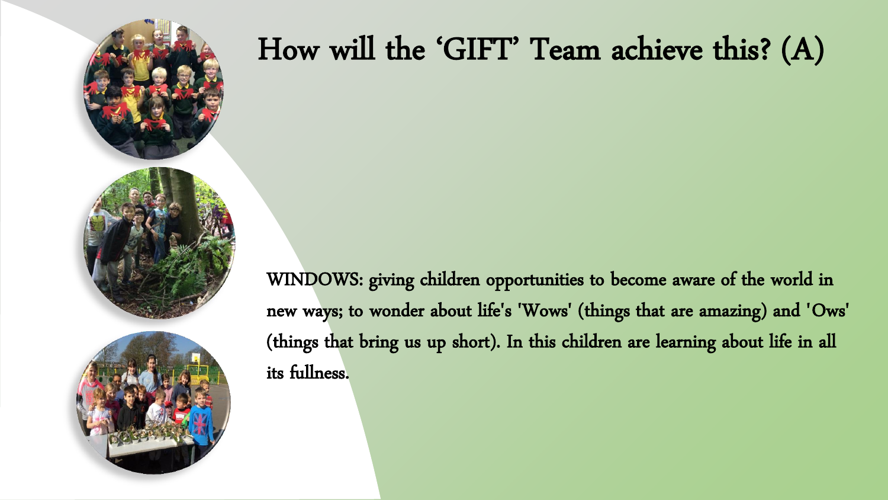# How will the 'GIFT' Team achieve this? (A)

WINDOWS: giving children opportunities to become aware of the world in new ways; to wonder about life's 'Wows' (things that are amazing) and 'Ows' (things that bring us up short). In this children are learning about life in all its fullness.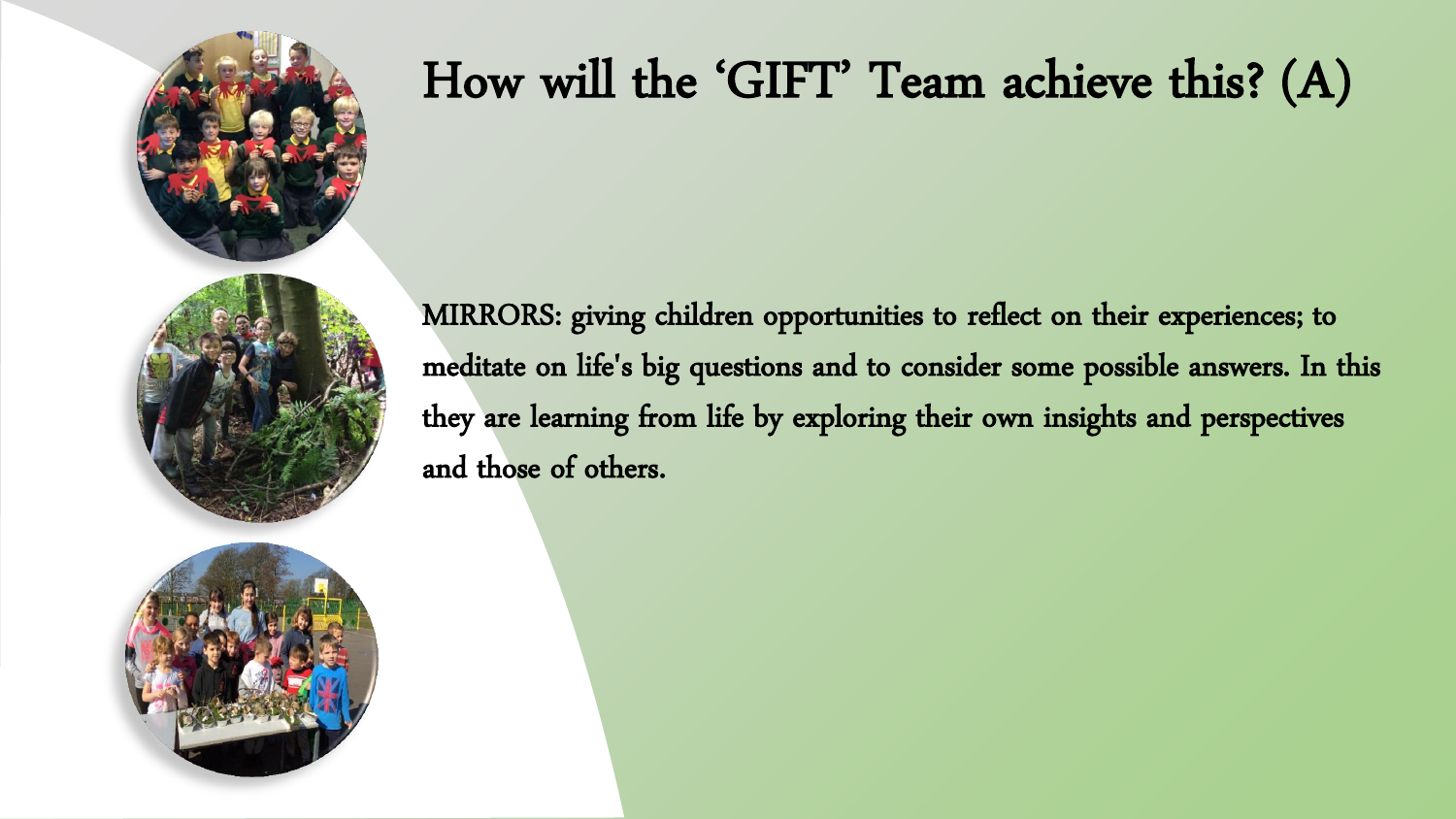# How will the 'GIFT' Team achieve this? (A)

MIRRORS: giving children opportunities to reflect on their experiences; to meditate on life's big questions and to consider some possible answers. In this they are learning from life by exploring their own insights and perspectives and those of others.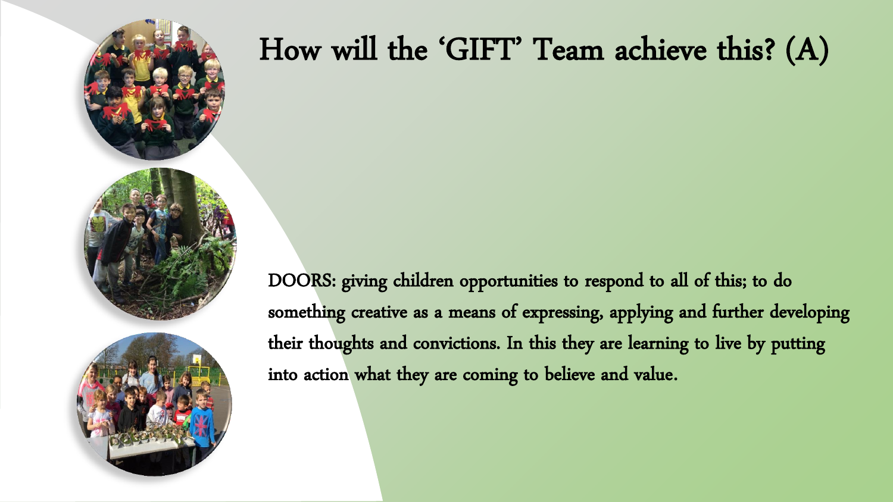# How will the 'GIFT' Team achieve this? (A)

DOORS: giving children opportunities to respond to all of this; to do something creative as a means of expressing, applying and further developing their thoughts and convictions. In this they are learning to live by putting into action what they are coming to believe and value.